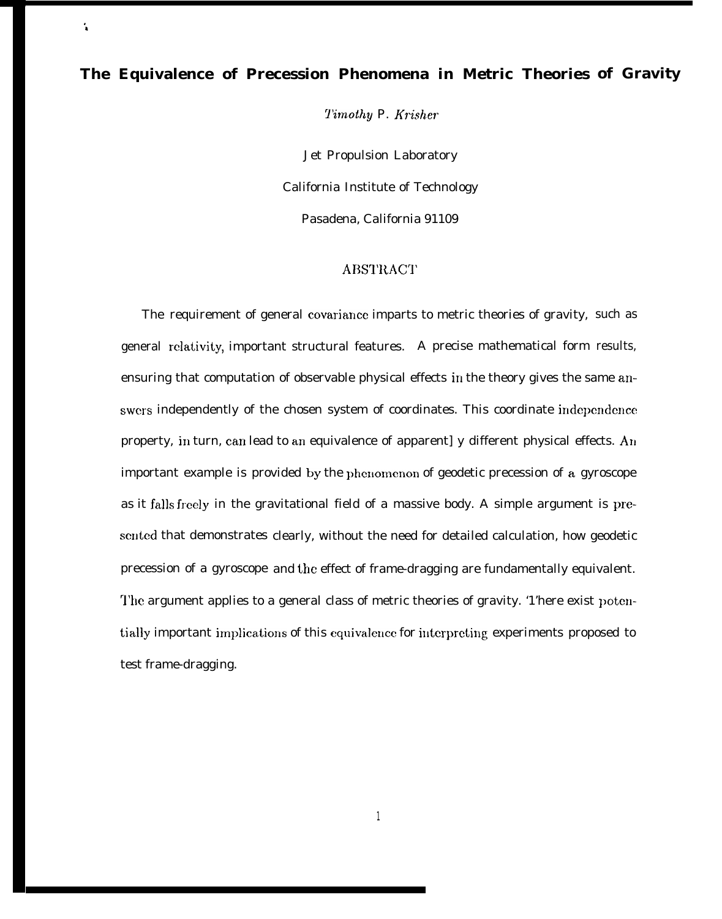# The Equivalence of Precession Phenomena in Metric Theories of Gravity

*Timothy P. Krisher*

Jet Propulsion Laboratory

California Institute of Technology

Pasadena, California 91109

## ABSTRACT

The requirement of general covariance imparts to metric theories of gravity, such as general relativity, important structural features. A precise mathematical form results, ensuring that computation of observable physical effects in the theory gives the same answers independently of the chosen system of coordinates. This coordinate independence property, in turn, can lead to an equivalence of apparent] y different physical effects. An important example is provided by the phenomenon of geodetic precession of a gyroscope as it falls freely in the gravitational field of a massive body. A simple argument is presented that demonstrates clearly, without the need for detailed calculation, how geodetic precession of a gyroscope and the effect of frame-dragging are fundamentally equivalent. The argument applies to a general class of metric theories of gravity. '1'here exist potentially important implications of this equivalence for interpreting experiments proposed to test frame-dragging.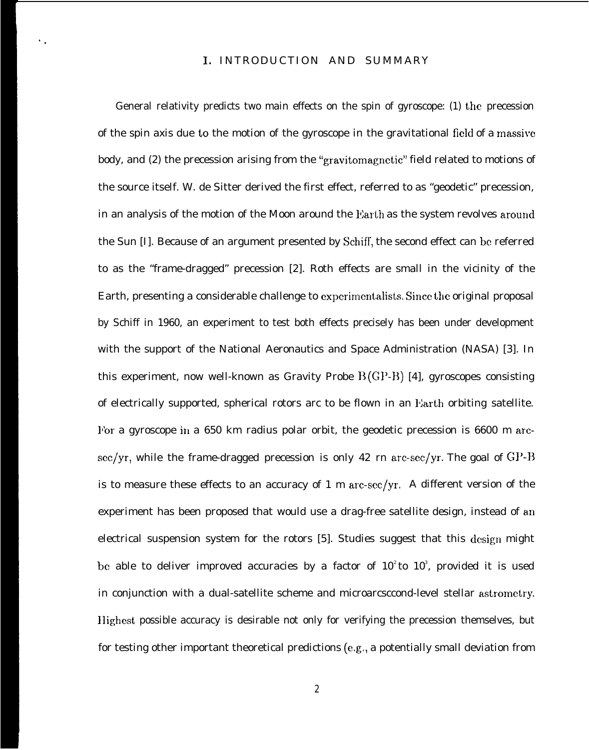## I. INTRODUCTION AND SUMMARY

General relativity predicts two main effects on the spin of gyroscope: (1) the precession of the spin axis due to the motion of the gyroscope in the gravitational field of a massive body, and (2) the precession arising from the "gravitomagnetic" field related to motions of the source itself. W. de Sitter derived the first effect, referred to as "geodetic" precession, in an analysis of the motion of the Moon around the Earth as the system revolves around the Sun [I]. Because of an argument presented by Schiff, the second effect can be referred to as the "frame-dragged" precession [2]. Roth effects are small in the vicinity of the Earth, presenting a considerable challenge to experimentalists. Since the original proposal by Schiff in 1960, an experiment to test both effects precisely has been under development with the support of the National Aeronautics and Space Administration (NASA) [3]. In this experiment, now well-known as Gravity Probe B (GP-B) [4], gyroscopes consisting of electrically supported, spherical rotors arc to be flown in an Earth orbiting satellite. For a gyroscope in a 650 km radius polar orbit, the geodetic precession is 6600 m arc-sec/yr, while the frame-dragged precession is only 42 rn arc-sec/yr. The goal of GP-B is to measure these effects to an accuracy of 1 m arc-sec/yr. A different version of the experiment has been proposed that would use a drag-free satellite design, instead of an electrical suspension system for the rotors [5]. Studies suggest that this design might be able to deliver improved accuracies by a factor of $10^2$ to $10^3$, provided it is used in conjunction with a dual-satellite scheme and microarcsecond-level stellar astrometry. Highest possible accuracy is desirable not only for verifying the precession themselves, but for testing other important theoretical predictions (e.g., a potentially small deviation from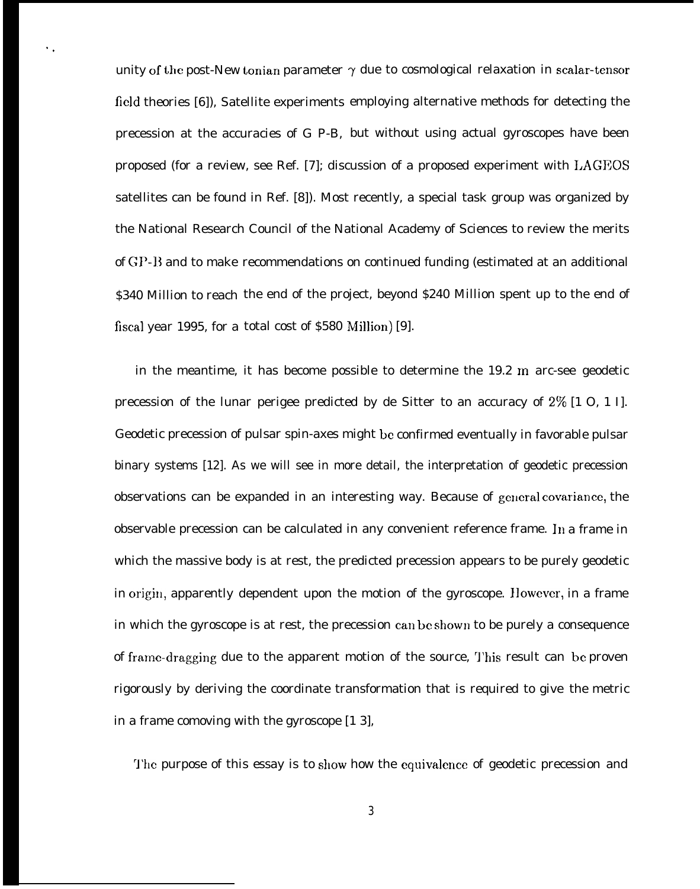unity of the post-Newtonian parameter $\gamma$ due to cosmological relaxation in scalar-tensor field theories [6]), Satellite experiments employing alternative methods for detecting the precession at the accuracies of G P-B, but without using actual gyroscopes have been proposed (for a review, see Ref. [7]; discussion of a proposed experiment with LAGEOS satellites can be found in Ref. [8]). Most recently, a special task group was organized by the National Research Council of the National Academy of Sciences to review the merits of GP-B and to make recommendations on continued funding (estimated at an additional $340 Million to reach the end of the project, beyond $240 Million spent up to the end of fiscal year 1995, for a total cost of $580 Million) [9].

in the meantime, it has become possible to determine the 19.2 m arc-see geodetic precession of the lunar perigee predicted by de Sitter to an accuracy of 2% [1 O, 1 I]. Geodetic precession of pulsar spin-axes might be confirmed eventually in favorable pulsar binary systems [12]. As we will see in more detail, the interpretation of geodetic precession observations can be expanded in an interesting way. Because of general covariance, the observable precession can be calculated in any convenient reference frame. In a frame in which the massive body is at rest, the predicted precession appears to be purely geodetic in origin, apparently dependent upon the motion of the gyroscope. However, in a frame in which the gyroscope is at rest, the precession can be shown to be purely a consequence of frame-dragging due to the apparent motion of the source, This result can be proven rigorously by deriving the coordinate transformation that is required to give the metric in a frame comoving with the gyroscope [1 3],

The purpose of this essay is to show how the equivalence of geodetic precession and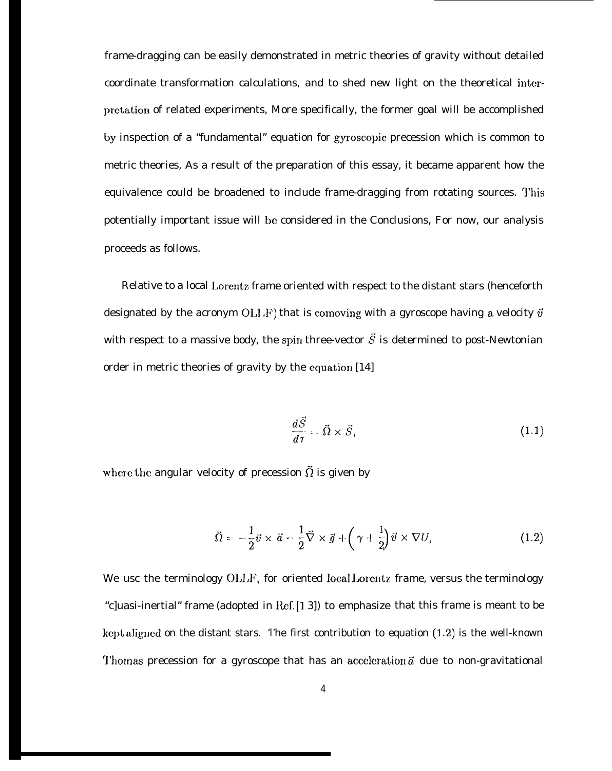frame-dragging can be easily demonstrated in metric theories of gravity without detailed coordinate transformation calculations, and to shed new light on the theoretical interpretation of related experiments, More specifically, the former goal will be accomplished by inspection of a "fundamental" equation for gyroscopic precession which is common to metric theories, As a result of the preparation of this essay, it became apparent how the equivalence could be broadened to include frame-dragging from rotating sources. This potentially important issue will be considered in the Conclusions, For now, our analysis proceeds as follows.

Relative to a local Lorentz frame oriented with respect to the distant stars (henceforth designated by the acronym OLLF) that is comoving with a gyroscope having a velocity $\vec{v}$ with respect to a massive body, the spin three-vector $\vec{S}$ is determined to post-Newtonian order in metric theories of gravity by the equation [14]

$$\frac{d\vec{S}}{d\tau} = \vec{\Omega} \times \vec{S}, \tag{1.1}$$

where the angular velocity of precession $\vec{\Omega}$ is given by

$$\vec{\Omega} = -\frac{1}{2}\vec{v} \times \vec{a} - \frac{1}{2}\vec{\nabla} \times \vec{g} + \left(\gamma + \frac{1}{2}\right)\vec{v} \times \nabla U, \tag{1.2}$$

We use the terminology OLLF, for oriented local Lorentz frame, versus the terminology "quasi-inertial" frame (adopted in Ref. [13]) to emphasize that this frame is meant to be kept aligned on the distant stars. The first contribution to equation (1.2) is the well-known Thomas precession for a gyroscope that has an acceleration $\vec{a}$ due to non-gravitational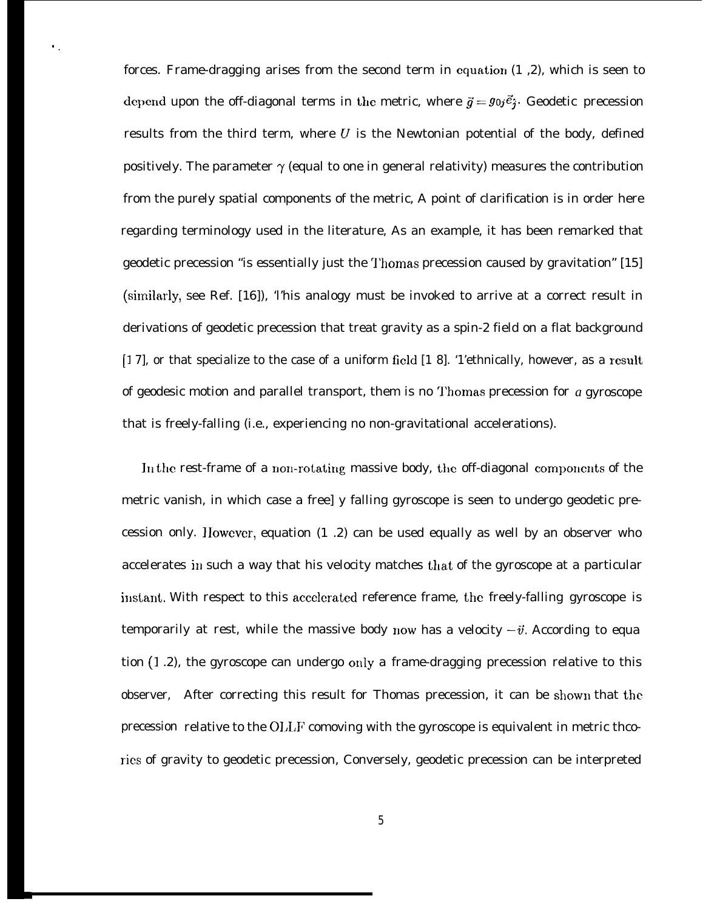forces. Frame-dragging arises from the second term in equation (1 ,2), which is seen to depend upon the off-diagonal terms in the metric, where $\vec{g} = g_{0j}\vec{e}_{\hat{j}}$. Geodetic precession results from the third term, where $U$ is the Newtonian potential of the body, defined positively. The parameter $\gamma$ (equal to one in general relativity) measures the contribution from the purely spatial components of the metric, A point of clarification is in order here regarding terminology used in the literature, As an example, it has been remarked that geodetic precession "is essentially just the Thomas precession caused by gravitation" [15] (similarly, see Ref. [16]), 'l'his analogy must be invoked to arrive at a correct result in derivations of geodetic precession that treat gravity as a spin-2 field on a flat background [1 7], or that specialize to the case of a uniform field [1 8]. 'l'ethnically, however, as a result of geodesic motion and parallel transport, them is no Thomas precession for *a* gyroscope that is freely-falling (i.e., experiencing no non-gravitational accelerations).

In the rest-frame of a non-rotating massive body, the off-diagonal components of the metric vanish, in which case a free] y falling gyroscope is seen to undergo geodetic precession only. However, equation (1 .2) can be used equally as well by an observer who accelerates in such a way that his velocity matches that of the gyroscope at a particular instant. With respect to this accelerated reference frame, the freely-falling gyroscope is temporarily at rest, while the massive body now has a velocity $-\vec{v}$. According to equa tion (1 .2), the gyroscope can undergo only a frame-dragging precession relative to this observer, After correcting this result for Thomas precession, it can be shown that the precession relative to the OLLF comoving with the gyroscope is equivalent in metric theories of gravity to geodetic precession, Conversely, geodetic precession can be interpreted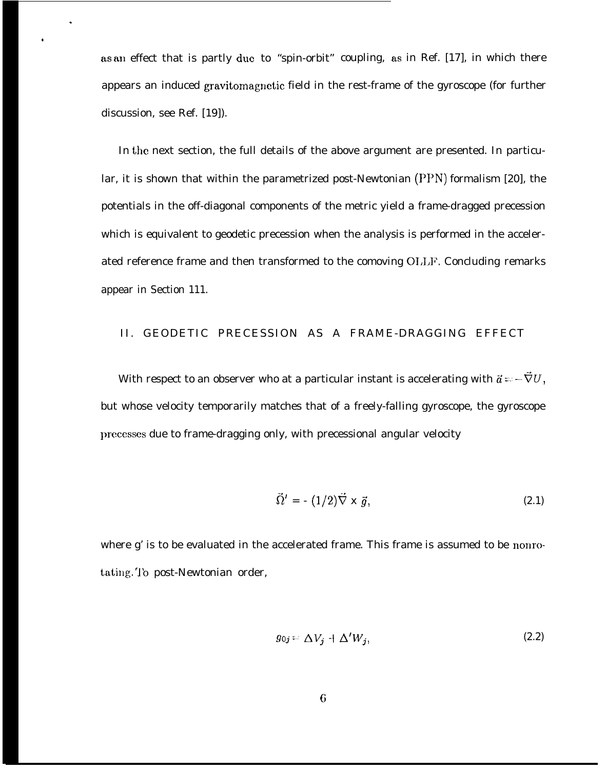as an effect that is partly due to "spin-orbit" coupling, as in Ref. [17], in which there appears an induced gravitomagnetic field in the rest-frame of the gyroscope (for further discussion, see Ref. [19]).

In the next section, the full details of the above argument are presented. In particular, it is shown that within the parametrized post-Newtonian (PPN) formalism [20], the potentials in the off-diagonal components of the metric yield a frame-dragged precession which is equivalent to geodetic precession when the analysis is performed in the accelerated reference frame and then transformed to the comoving OLLF. Concluding remarks appear in Section 111.

## II. GEODETIC PRECESSION AS A FRAME-DRAGGING EFFECT

With respect to an observer who at a particular instant is accelerating with $\vec{a} = -\vec{\nabla}U$, but whose velocity temporarily matches that of a freely-falling gyroscope, the gyroscope precesses due to frame-dragging only, with precessional angular velocity

$$\vec{\Omega}' = -(1/2)\vec{\nabla} \times \vec{g}, \tag{2.1}$$

where g' is to be evaluated in the accelerated frame. This frame is assumed to be nonrotating. To post-Newtonian order,

$$g_{0j} = \Delta V_j + \Delta' W_j, \tag{2.2}$$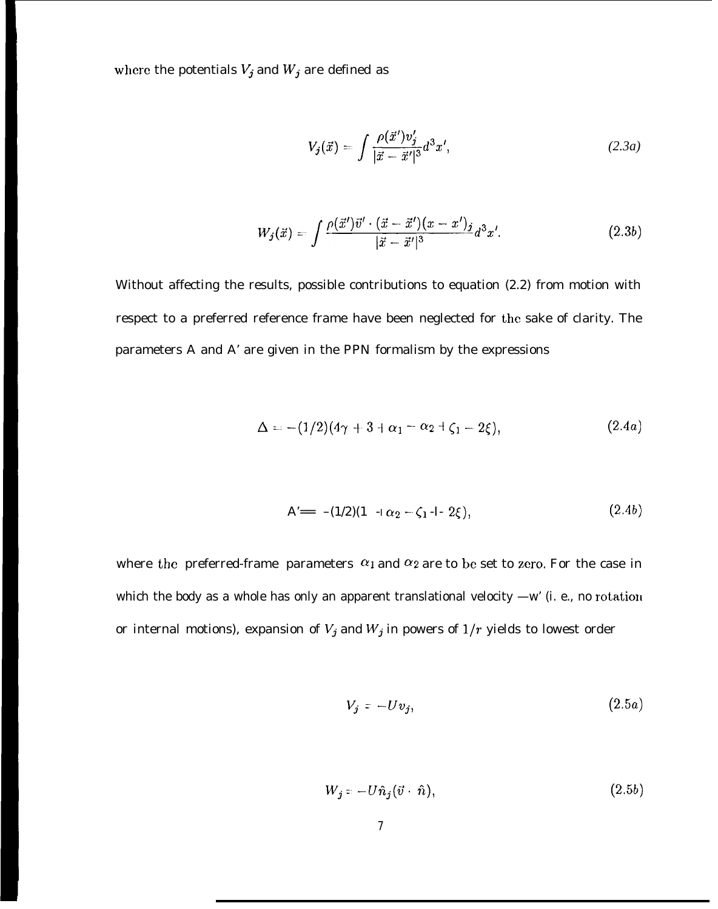where the potentials $V_j$ and $W_j$ are defined as

$$V_j(\vec{x}) = \int \frac{\rho(\vec{x}')v_j'}{|\vec{x} - \vec{x}'|^3} d^3x', \tag{2.3a}$$

$$W_j(\vec{x}) = \int \frac{\rho(\vec{x}')\vec{v}' \cdot (\vec{x} - \vec{x}')(x - x')_j}{|\vec{x} - \vec{x}'|^3} d^3x'. \tag{2.3b}$$

Without affecting the results, possible contributions to equation (2.2) from motion with respect to a preferred reference frame have been neglected for the sake of clarity. The parameters Δ and Δ′ are given in the PPN formalism by the expressions

$$\Delta = -(1/2)(4\gamma + 3 + \alpha_1 - \alpha_2 + \zeta_1 - 2\xi), \tag{2.4a}$$

$$\Delta' = -(1/2)(1 + \alpha_2 - \zeta_1 + 2\xi), \tag{2.4b}$$

where the preferred-frame parameters $\alpha_1$ and $\alpha_2$ are to be set to zero. For the case in which the body as a whole has only an apparent translational velocity $-\vec{w}$ (i. e., no rotation or internal motions), expansion of $V_j$ and $W_j$ in powers of $1/r$ yields to lowest order

$$V_j = -Uv_j, \tag{2.5a}$$

$$W_j = -U\hat{n}_j(\vec{v} \cdot \hat{n}), \tag{2.5b}$$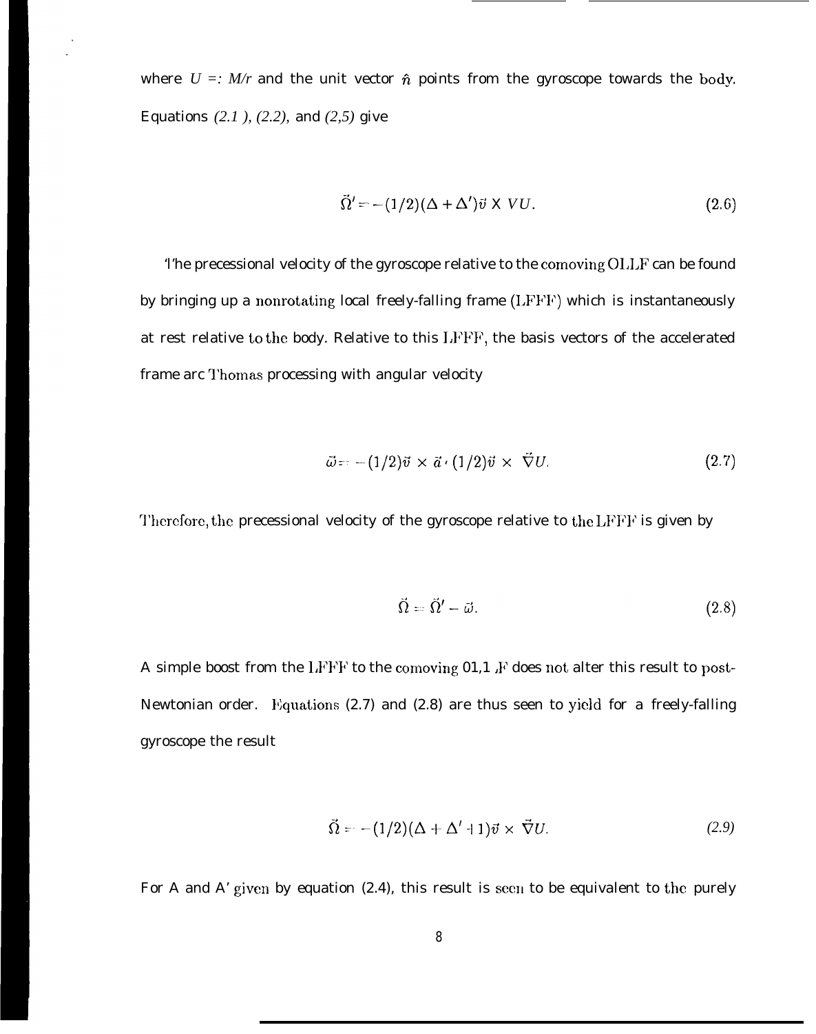where $U =: M/r$ and the unit vector $\hat{n}$ points from the gyroscope towards the body. Equations *(2.1 ), (2.2),* and *(2,5)* give

$$\vec{\Omega}' = -(1/2)(\Delta + \Delta')\vec{v} \times \vec{\nabla} U. \tag{2.6}$$

The precessional velocity of the gyroscope relative to the comoving OLLF can be found by bringing up a nonrotating local freely-falling frame (LFFF) which is instantaneously at rest relative to the body. Relative to this LFFF, the basis vectors of the accelerated frame arc Thomas processing with angular velocity

$$\vec{\omega} = -(1/2)\vec{v} \times \vec{a} \cdot (1/2)\vec{v} \times \vec{\nabla} U. \tag{2.7}$$

Therefore, the precessional velocity of the gyroscope relative to the LFFF is given by

$$\vec{\Omega} = \vec{\Omega}' - \vec{\omega}. \tag{2.8}$$

A simple boost from the LFFF to the comoving 01,1 ,F does not alter this result to post-Newtonian order. Equations (2.7) and (2.8) are thus seen to yield for a freely-falling gyroscope the result

$$\vec{\Omega} = -(1/2)(\Delta + \Delta' + 1)\vec{v} \times \vec{\nabla} U. \tag{2.9}$$

For A and A' given by equation (2.4), this result is seen to be equivalent to the purely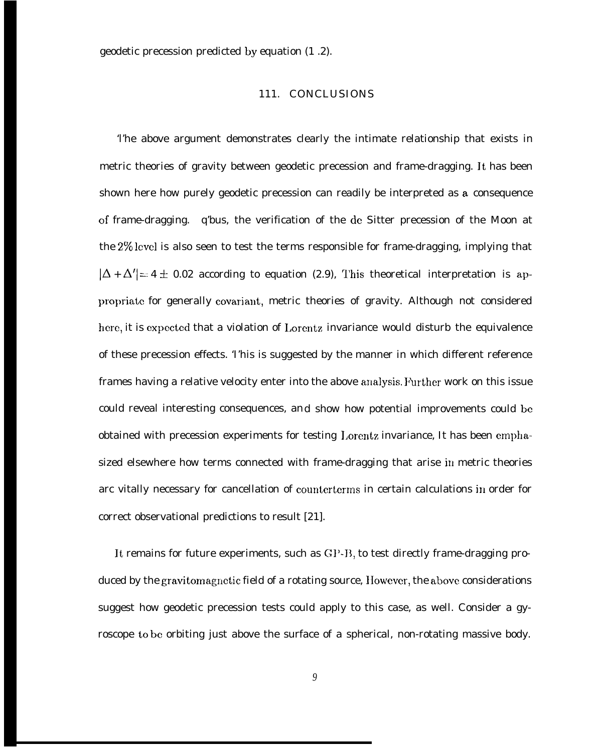geodetic precession predicted by equation (1.2).

## III. CONCLUSIONS

The above argument demonstrates clearly the intimate relationship that exists in metric theories of gravity between geodetic precession and frame-dragging. It has been shown here how purely geodetic precession can readily be interpreted as a consequence of frame-dragging. Thus, the verification of the de Sitter precession of the Moon at the 2% level is also seen to test the terms responsible for frame-dragging, implying that $|\Delta + \Delta'| = 4 \pm 0.02$ according to equation (2.9), This theoretical interpretation is appropriate for generally covariant, metric theories of gravity. Although not considered here, it is expected that a violation of Lorentz invariance would disturb the equivalence of these precession effects. This is suggested by the manner in which different reference frames having a relative velocity enter into the above analysis. Further work on this issue could reveal interesting consequences, and show how potential improvements could be obtained with precession experiments for testing Lorentz invariance, It has been emphasized elsewhere how terms connected with frame-dragging that arise in metric theories are vitally necessary for cancellation of counterterms in certain calculations in order for correct observational predictions to result [21].

It remains for future experiments, such as GP-B, to test directly frame-dragging produced by the gravitomagnetic field of a rotating source, However, the above considerations suggest how geodetic precession tests could apply to this case, as well. Consider a gyroscope to be orbiting just above the surface of a spherical, non-rotating massive body.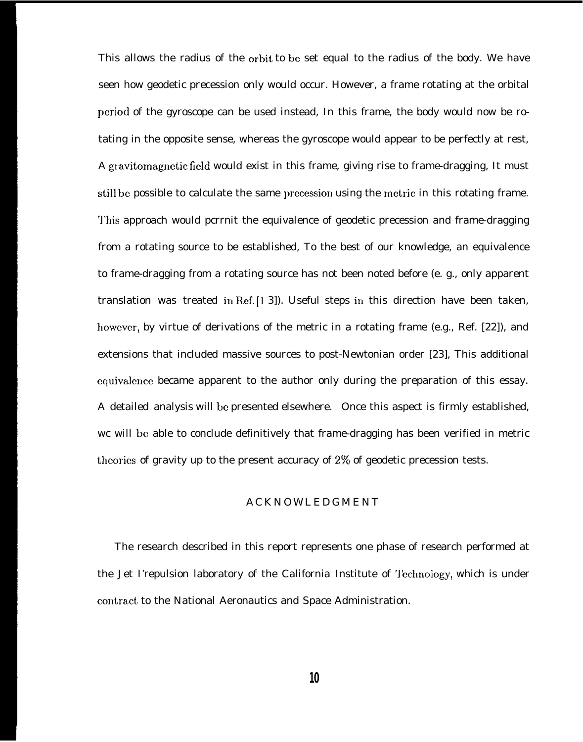This allows the radius of the orbit to be set equal to the radius of the body. We have seen how geodetic precession only would occur. However, a frame rotating at the orbital period of the gyroscope can be used instead, In this frame, the body would now be rotating in the opposite sense, whereas the gyroscope would appear to be perfectly at rest, A gravitomagnetic field would exist in this frame, giving rise to frame-dragging, It must still be possible to calculate the same precession using the metric in this rotating frame. This approach would permit the equivalence of geodetic precession and frame-dragging from a rotating source to be established, To the best of our knowledge, an equivalence to frame-dragging from a rotating source has not been noted before (e. g., only apparent translation was treated in Ref. [13]). Useful steps in this direction have been taken, however, by virtue of derivations of the metric in a rotating frame (e.g., Ref. [22]), and extensions that included massive sources to post-Newtonian order [23], This additional equivalence became apparent to the author only during the preparation of this essay. A detailed analysis will be presented elsewhere. Once this aspect is firmly established, we will be able to conclude definitively that frame-dragging has been verified in metric theories of gravity up to the present accuracy of 2% of geodetic precession tests.

## ACKNOWLEDGMENT

The research described in this report represents one phase of research performed at the Jet Propulsion laboratory of the California Institute of Technology, which is under contract to the National Aeronautics and Space Administration.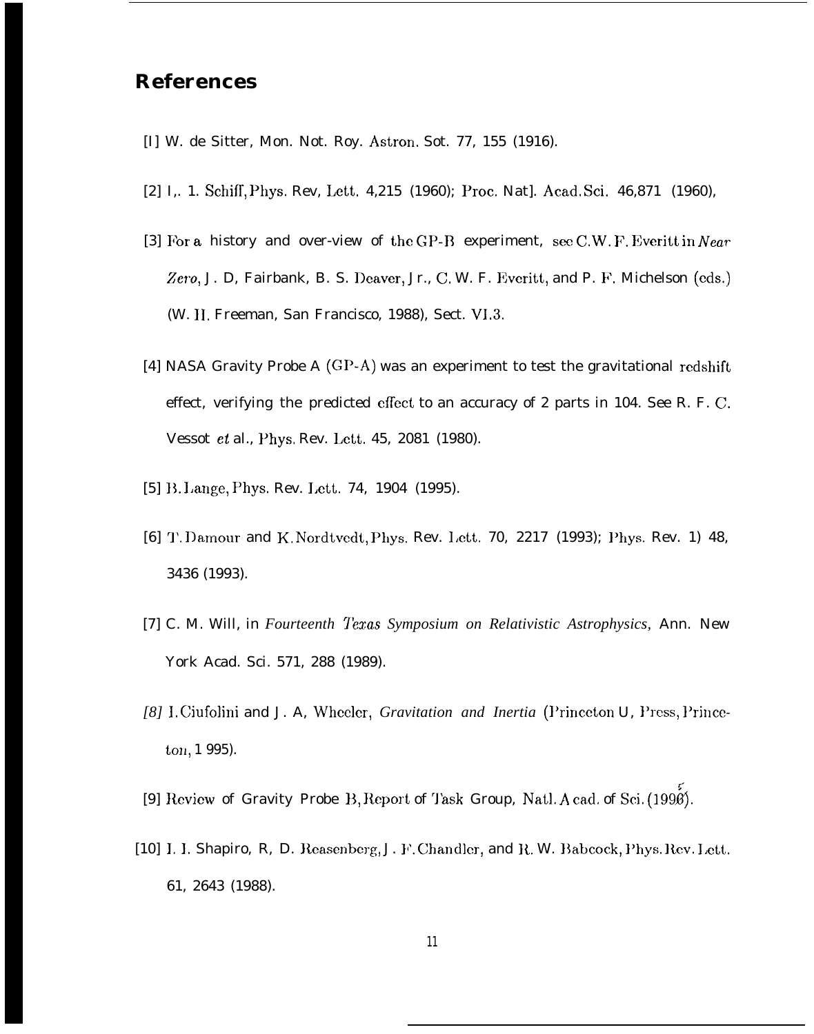## References

[I] W. de Sitter, Mon. Not. Roy. Astron. Sot. 77, 155 (1916).

[2] I,. 1. Schiff, Phys. Rev, Lett. 4,215 (1960); Proc. Nat]. Acad. Sci. 46,871 (1960),

[3] For a history and over-view of the GP-B experiment, see C.W. F. Everitt in *Near Zero*, J. D, Fairbank, B. S. Deaver, Jr., C. W. F. Everitt, and P. F. Michelson (eds.) (W. H. Freeman, San Francisco, 1988), Sect. VI.3.

[4] NASA Gravity Probe A (GP-A) was an experiment to test the gravitational redshift effect, verifying the predicted effect to an accuracy of 2 parts in 104. See R. F. C. Vessot *et* al., Phys. Rev. Lett. 45, 2081 (1980).

[5] B. Lange, Phys. Rev. Lett. 74, 1904 (1995).

[6] T. Damour and K. Nordtvedt, Phys. Rev. Lett. 70, 2217 (1993); Phys. Rev. 1) 48, 3436 (1993).

[7] C. M. Will, in *Fourteenth Texas Symposium on Relativistic Astrophysics*, Ann. New York Acad. Sci. 571, 288 (1989).

*[8]* I. Ciufolini and J. A, Wheeler, *Gravitation and Inertia* (Princeton U, Press, Princeton, 1 995).

[9] Review of Gravity Probe B, Report of Task Group, Natl. A cad. of Sci. (1995).

[10] I. I. Shapiro, R, D. Reasenberg, J. F. Chandler, and R. W. Babcock, Phys. Rev. Lett. 61, 2643 (1988).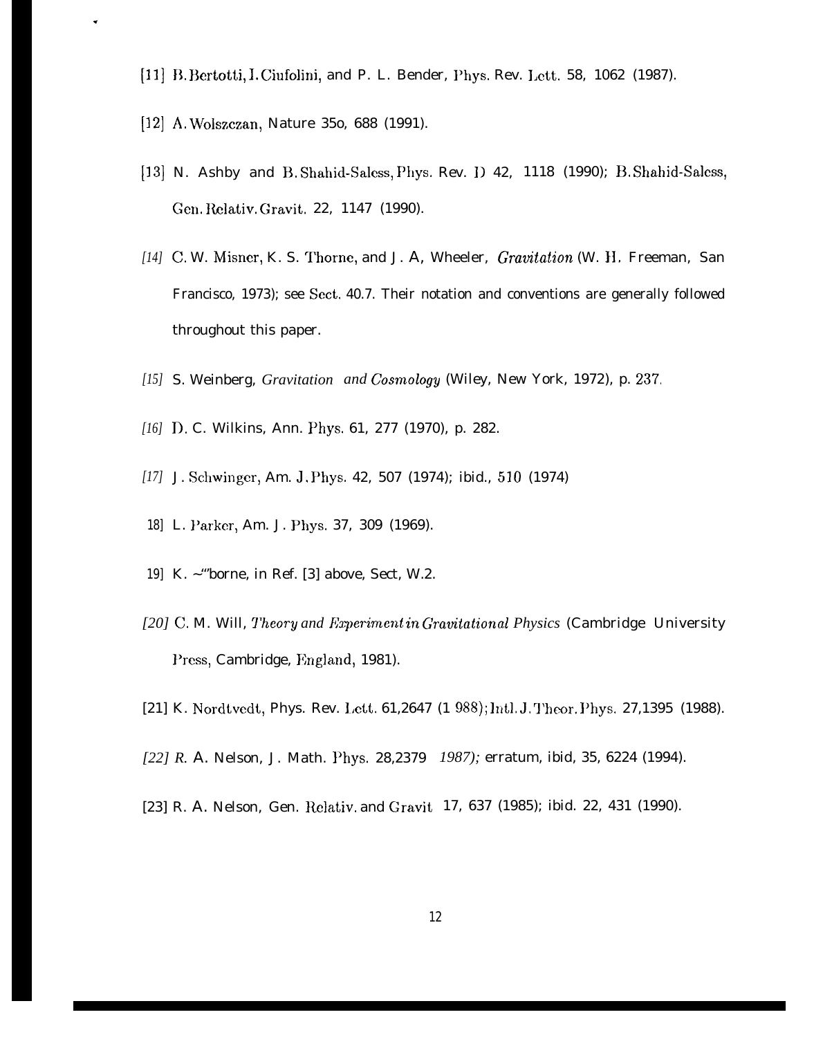[11] B. Bertotti, I. Ciufolini, and P. L. Bender, Phys. Rev. Lett. 58, 1062 (1987).

[12] A. Wolszczan, Nature 35o, 688 (1991).

[13] N. Ashby and B. Shahid-Saless, Phys. Rev. D 42, 1118 (1990); B. Shahid-Saless, Gen. Relativ. Gravit. 22, 1147 (1990).

[14] C. W. Misner, K. S. Thorne, and J. A, Wheeler, *Gravitation* (W. H. Freeman, San Francisco, 1973); see Sect. 40.7. Their notation and conventions are generally followed throughout this paper.

[15] S. Weinberg, *Gravitation and Cosmology* (Wiley, New York, 1972), p. 237.

[16] D. C. Wilkins, Ann. Phys. 61, 277 (1970), p. 282.

[17] J. Schwinger, Am. J. Phys. 42, 507 (1974); ibid., 510 (1974)

18] L. Parker, Am. J. Phys. 37, 309 (1969).

19] K. ~"borne, in Ref. [3] above, Sect, W.2.

[20] C. M. Will, *Theory and Experiment in Gravitational Physics* (Cambridge University Press, Cambridge, England, 1981).

[21] K. Nordtvedt, Phys. Rev. Lett. 61,2647 (1 988); Intl. J. Theor. Phys. 27,1395 (1988).

[22] R. A. Nelson, J. Math. Phys. 28,2379 1987); erratum, ibid, 35, 6224 (1994).

[23] R. A. Nelson, Gen. Relativ. and Gravit 17, 637 (1985); ibid. 22, 431 (1990).